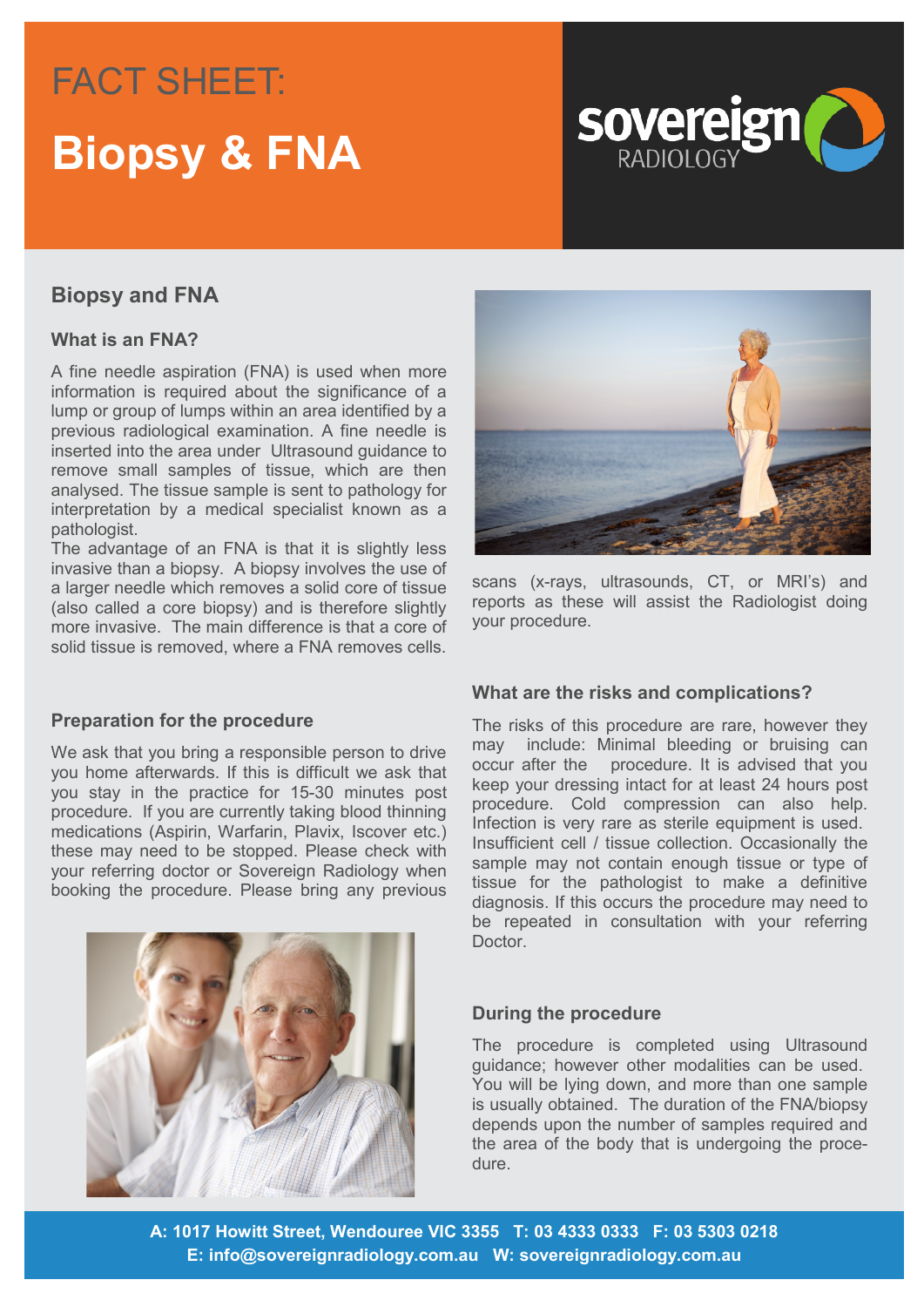# FACT SHEET: Biopsy & FNA

sovereign RADIOLOGY

## Biopsy and FNA

### What is an FNA?

A fine needle aspiration (FNA) is used when more information is required about the significance of a lump or group of lumps within an area identified by a previous radiological examination. A fine needle is inserted into the area under Ultrasound guidance to remove small samples of tissue, which are then analysed. The tissue sample is sent to pathology for interpretation by a medical specialist known as a pathologist.

The advantage of an FNA is that it is slightly less invasive than a biopsy. A biopsy involves the use of a larger needle which removes a solid core of tissue (also called a core biopsy) and is therefore slightly more invasive. The main difference is that a core of solid tissue is removed, where a FNA removes cells.

### Preparation for the procedure

We ask that you bring a responsible person to drive you home afterwards. If this is difficult we ask that you stay in the practice for 15-30 minutes post procedure. If you are currently taking blood thinning medications (Aspirin, Warfarin, Plavix, Iscover etc.) these may need to be stopped. Please check with your referring doctor or Sovereign Radiology when booking the procedure. Please bring any previous scans (x-rays, ultrasounds, CT, or MRI's) and reports as these will assist the Radiologist doing your procedure.

### What are the risks and complications?

The risks of this procedure are rare, however they may include: Minimal bleeding or bruising can occur after the procedure. It is advised that you keep your dressing intact for at least 24 hours post procedure. Cold compression can also help. Infection is very rare as sterile equipment is used. Insufficient cell / tissue collection. Occasionally the sample may not contain enough tissue or type of tissue for the pathologist to make a definitive diagnosis. If this occurs the procedure may need to be repeated in consultation with your referring Doctor.

### During the procedure

The procedure is completed using Ultrasound guidance; however other modalities can be used. You will be lying down, and more than one sample is usually obtained. The duration of the FNA/biopsy depends upon the number of samples required and the area of the body that is undergoing the procedure.

**A: 1017 Howitt Street, Wendouree VIC 3355 T: 03 4333 0333 F: 03 5303 0218**
**E: info@sovereignradiology.com.au W: sovereignradiology.com.au**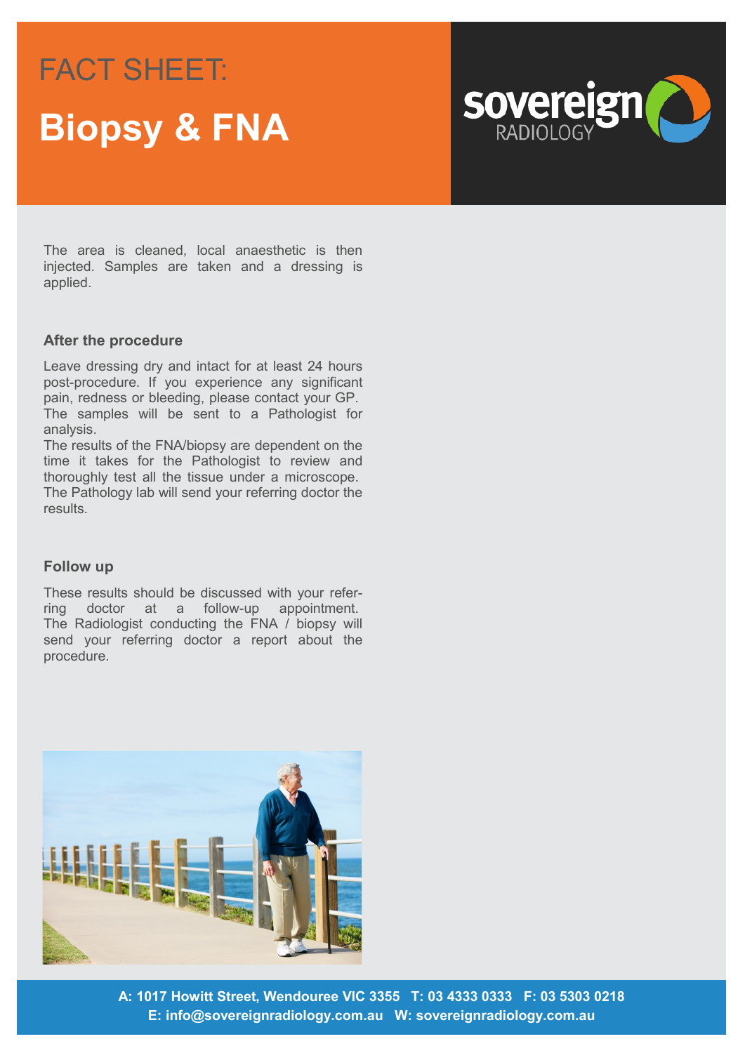# FACT SHEET:

# Biopsy & FNA

The area is cleaned, local anaesthetic is then injected. Samples are taken and a dressing is applied.

### After the procedure

Leave dressing dry and intact for at least 24 hours post-procedure. If you experience any significant pain, redness or bleeding, please contact your GP. The samples will be sent to a Pathologist for analysis.

The results of the FNA/biopsy are dependent on the time it takes for the Pathologist to review and thoroughly test all the tissue under a microscope. The Pathology lab will send your referring doctor the results.

### Follow up

These results should be discussed with your referring doctor at a follow-up appointment. The Radiologist conducting the FNA / biopsy will send your referring doctor a report about the procedure.

**A: 1017 Howitt Street, Wendouree VIC 3355 T: 03 4333 0333 F: 03 5303 0218**
**E: info@sovereignradiology.com.au W: sovereignradiology.com.au**